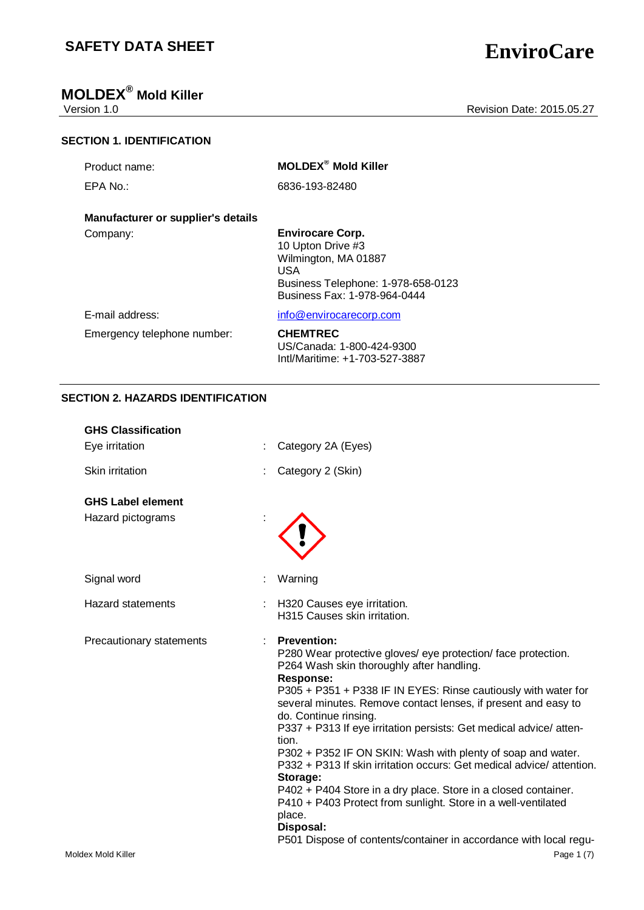# SAFETY DATA SHEET

**EnviroCare**

## MOLDEX® Mold Killer

Version 1.0 Revision Date: 2015.05.27

### SECTION 1. IDENTIFICATION

Product name: **MOLDEX® Mold Killer**

EPA No.: 6836-193-82480

**Manufacturer or supplier's details**

Company: **Envirocare Corp.**
10 Upton Drive #3
Wilmington, MA 01887
USA
Business Telephone: 1-978-658-0123
Business Fax: 1-978-964-0444

E-mail address: info@envirocarecorp.com

Emergency telephone number: **CHEMTREC**
US/Canada: 1-800-424-9300
Intl/Maritime: +1-703-527-3887

### SECTION 2. HAZARDS IDENTIFICATION

**GHS Classification**

Eye irritation : Category 2A (Eyes)

Skin irritation : Category 2 (Skin)

**GHS Label element**

Hazard pictograms :

Signal word : Warning

Hazard statements : H320 Causes eye irritation.
H315 Causes skin irritation.

Precautionary statements : **Prevention:**
P280 Wear protective gloves/ eye protection/ face protection.
P264 Wash skin thoroughly after handling.
**Response:**
P305 + P351 + P338 IF IN EYES: Rinse cautiously with water for several minutes. Remove contact lenses, if present and easy to do. Continue rinsing.
P337 + P313 If eye irritation persists: Get medical advice/ attention.
P302 + P352 IF ON SKIN: Wash with plenty of soap and water.
P332 + P313 If skin irritation occurs: Get medical advice/ attention.
**Storage:**
P402 + P404 Store in a dry place. Store in a closed container.
P410 + P403 Protect from sunlight. Store in a well-ventilated place.
**Disposal:**
P501 Dispose of contents/container in accordance with local regu-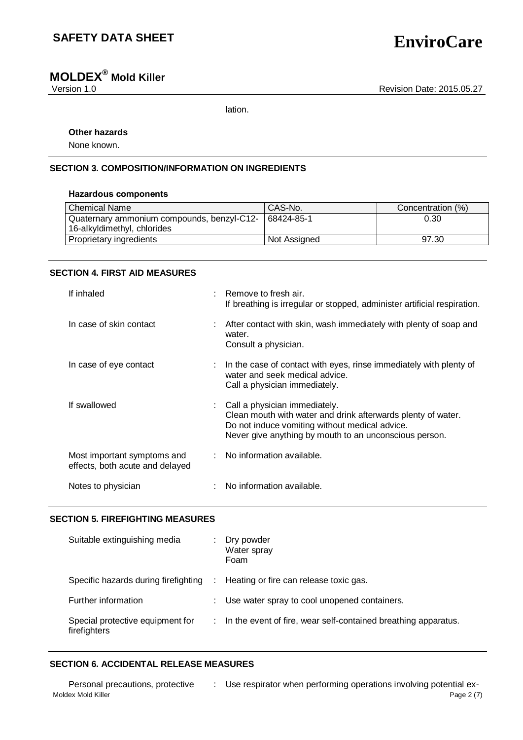lation.

**Other hazards**

None known.

## SECTION 3. COMPOSITION/INFORMATION ON INGREDIENTS

**Hazardous components**

| Chemical Name | CAS-No. | Concentration (%) |
|---|---|---|
| Quaternary ammonium compounds, benzyl-C12-16-alkyldimethyl, chlorides | 68424-85-1 | 0.30 |
| Proprietary ingredients | Not Assigned | 97.30 |

## SECTION 4. FIRST AID MEASURES

If inhaled : Remove to fresh air.
If breathing is irregular or stopped, administer artificial respiration.

In case of skin contact : After contact with skin, wash immediately with plenty of soap and water.
Consult a physician.

In case of eye contact : In the case of contact with eyes, rinse immediately with plenty of water and seek medical advice.
Call a physician immediately.

If swallowed : Call a physician immediately.
Clean mouth with water and drink afterwards plenty of water.
Do not induce vomiting without medical advice.
Never give anything by mouth to an unconscious person.

Most important symptoms and effects, both acute and delayed : No information available.

Notes to physician : No information available.

## SECTION 5. FIREFIGHTING MEASURES

Suitable extinguishing media : Dry powder
Water spray
Foam

Specific hazards during firefighting : Heating or fire can release toxic gas.

Further information : Use water spray to cool unopened containers.

Special protective equipment for firefighters : In the event of fire, wear self-contained breathing apparatus.

## SECTION 6. ACCIDENTAL RELEASE MEASURES

Personal precautions, protective : Use respirator when performing operations involving potential ex-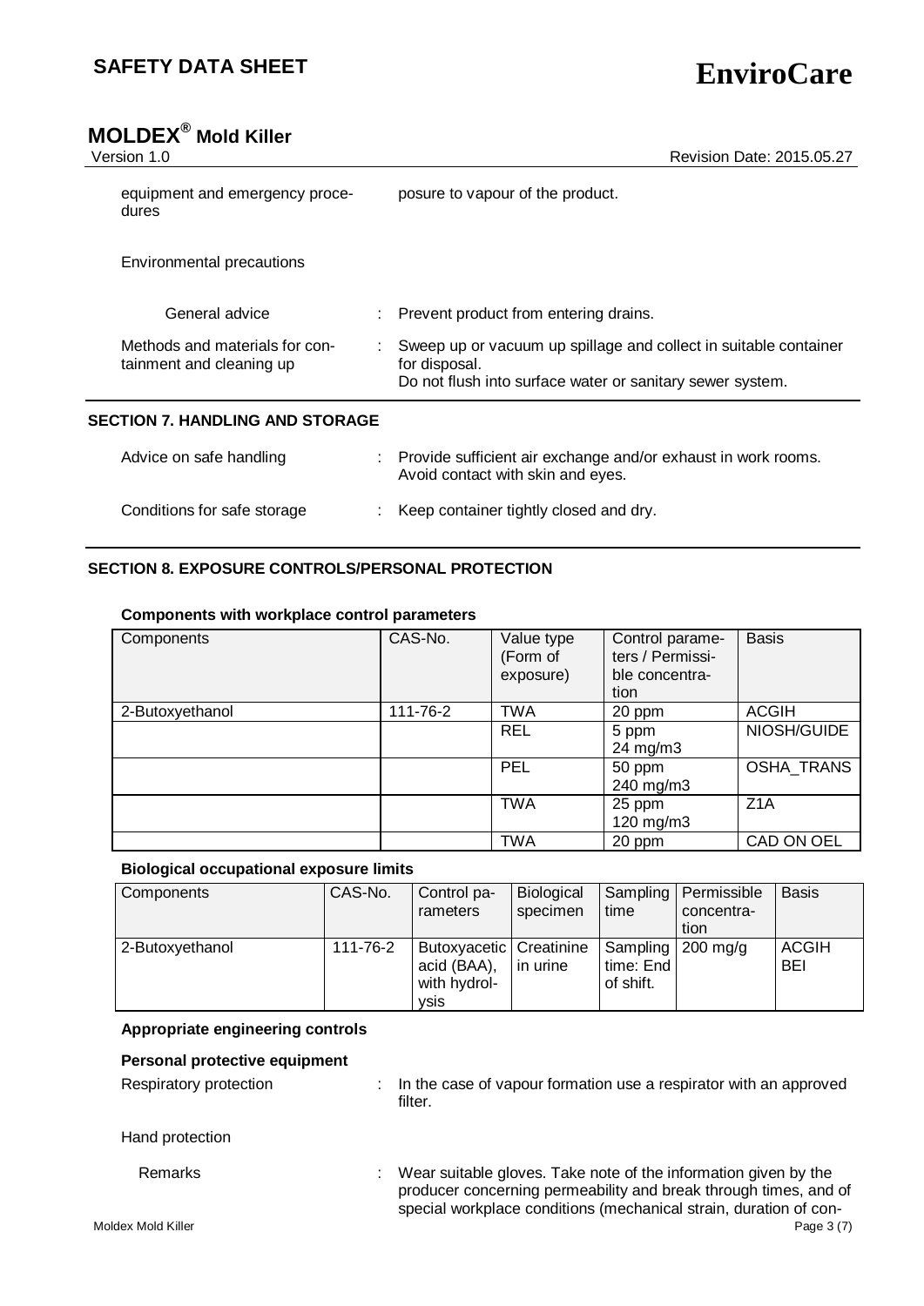| | | |
|---|---|---|
| equipment and emergency procedures | | posure to vapour of the product. |

Environmental precautions

| | | |
|---|---|---|
| General advice | : | Prevent product from entering drains. |
| Methods and materials for containment and cleaning up | : | Sweep up or vacuum up spillage and collect in suitable container for disposal.<br>Do not flush into surface water or sanitary sewer system. |

## SECTION 7. HANDLING AND STORAGE

| | | |
|---|---|---|
| Advice on safe handling | : | Provide sufficient air exchange and/or exhaust in work rooms.<br>Avoid contact with skin and eyes. |
| Conditions for safe storage | : | Keep container tightly closed and dry. |

## SECTION 8. EXPOSURE CONTROLS/PERSONAL PROTECTION

**Components with workplace control parameters**

| Components | CAS-No. | Value type (Form of exposure) | Control parameters / Permissible concentration | Basis |
|---|---|---|---|---|
| 2-Butoxyethanol | 111-76-2 | TWA | 20 ppm | ACGIH |
| | | REL | 5 ppm<br>24 mg/m3 | NIOSH/GUIDE |
| | | PEL | 50 ppm<br>240 mg/m3 | OSHA_TRANS |
| | | TWA | 25 ppm<br>120 mg/m3 | Z1A |
| | | TWA | 20 ppm | CAD ON OEL |

**Biological occupational exposure limits**

| Components | CAS-No. | Control parameters | Biological specimen | Sampling time | Permissible concentration | Basis |
|---|---|---|---|---|---|---|
| 2-Butoxyethanol | 111-76-2 | Butoxyacetic acid (BAA), with hydrolysis | Creatinine in urine | Sampling time: End of shift. | 200 mg/g | ACGIH BEI |

**Appropriate engineering controls**

**Personal protective equipment**

| | | |
|---|---|---|
| Respiratory protection | : | In the case of vapour formation use a respirator with an approved filter. |

Hand protection

| | | |
|---|---|---|
| Remarks | : | Wear suitable gloves. Take note of the information given by the producer concerning permeability and break through times, and of special workplace conditions (mechanical strain, duration of con- |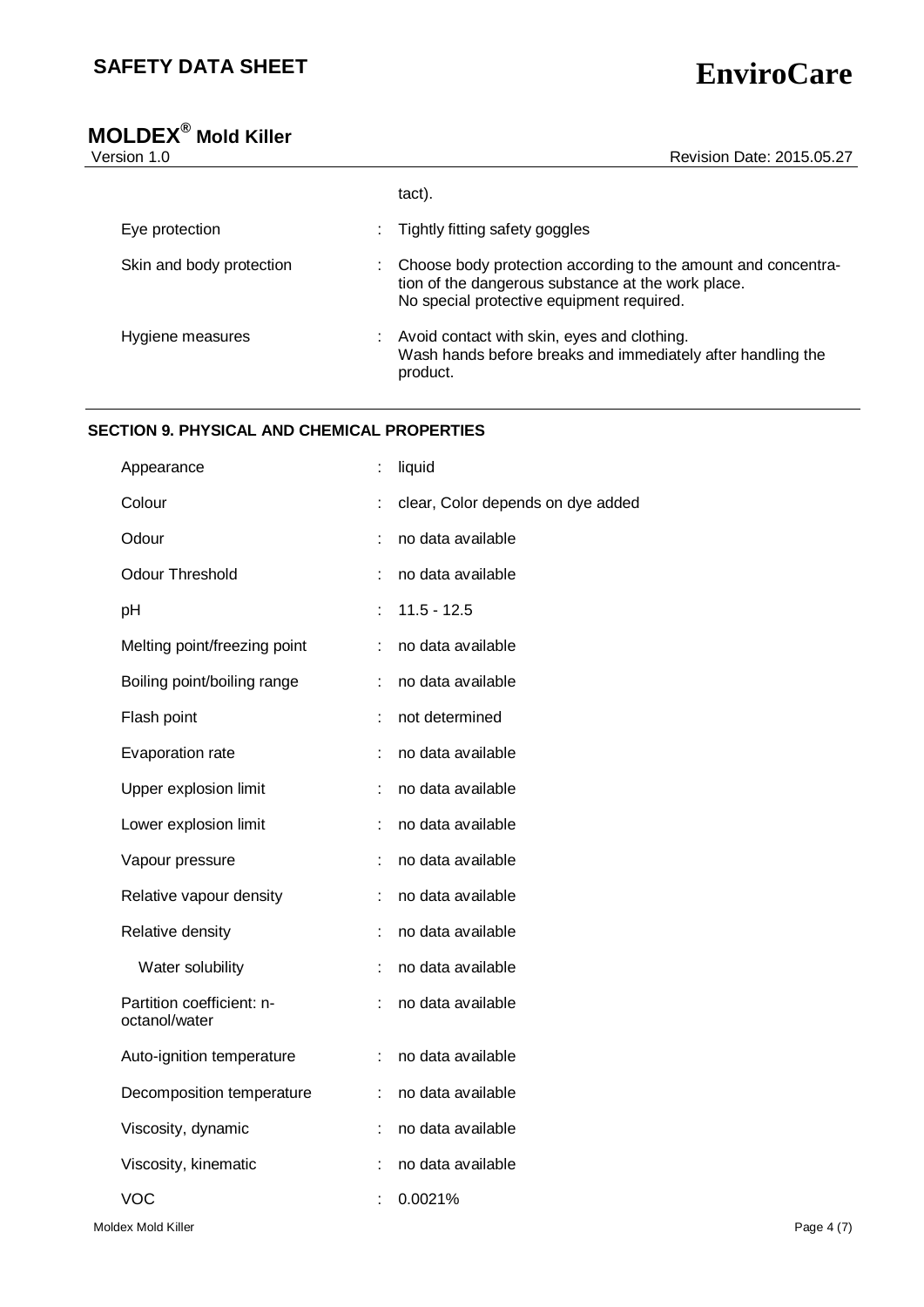tact).

| | | |
|---|---|---|
| Eye protection | : | Tightly fitting safety goggles |
| Skin and body protection | : | Choose body protection according to the amount and concentration of the dangerous substance at the work place. No special protective equipment required. |
| Hygiene measures | : | Avoid contact with skin, eyes and clothing. Wash hands before breaks and immediately after handling the product. |

## SECTION 9. PHYSICAL AND CHEMICAL PROPERTIES

| | | |
|---|---|---|
| Appearance | : | liquid |
| Colour | : | clear, Color depends on dye added |
| Odour | : | no data available |
| Odour Threshold | : | no data available |
| pH | : | 11.5 - 12.5 |
| Melting point/freezing point | : | no data available |
| Boiling point/boiling range | : | no data available |
| Flash point | : | not determined |
| Evaporation rate | : | no data available |
| Upper explosion limit | : | no data available |
| Lower explosion limit | : | no data available |
| Vapour pressure | : | no data available |
| Relative vapour density | : | no data available |
| Relative density | : | no data available |
| Water solubility | : | no data available |
| Partition coefficient: n-octanol/water | : | no data available |
| Auto-ignition temperature | : | no data available |
| Decomposition temperature | : | no data available |
| Viscosity, dynamic | : | no data available |
| Viscosity, kinematic | : | no data available |
| VOC | : | 0.0021% |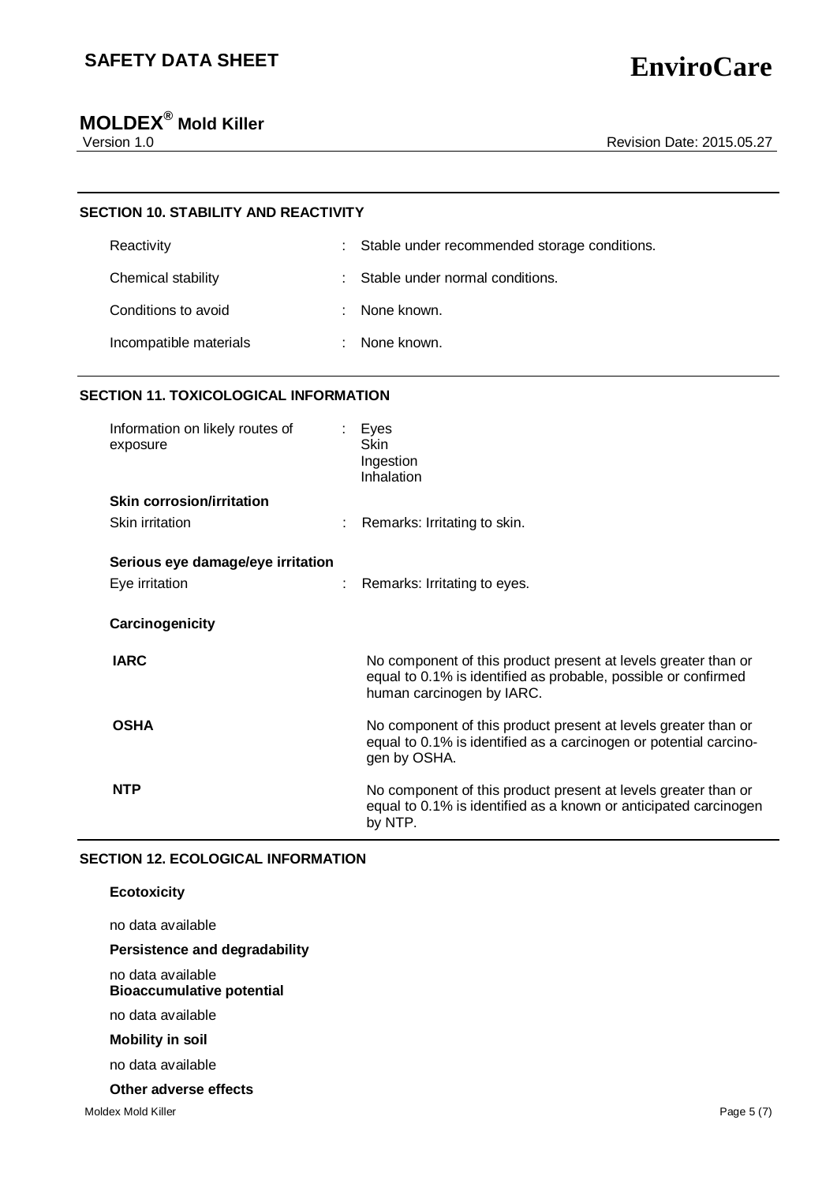## SECTION 10. STABILITY AND REACTIVITY

| | |
|---|---|
| Reactivity | : Stable under recommended storage conditions. |
| Chemical stability | : Stable under normal conditions. |
| Conditions to avoid | : None known. |
| Incompatible materials | : None known. |

## SECTION 11. TOXICOLOGICAL INFORMATION

Information on likely routes of exposure : Eyes
Skin
Ingestion
Inhalation

**Skin corrosion/irritation**

Skin irritation : Remarks: Irritating to skin.

**Serious eye damage/eye irritation**

Eye irritation : Remarks: Irritating to eyes.

**Carcinogenicity**

| | |
|---|---|
| **IARC** | No component of this product present at levels greater than or equal to 0.1% is identified as probable, possible or confirmed human carcinogen by IARC. |
| **OSHA** | No component of this product present at levels greater than or equal to 0.1% is identified as a carcinogen or potential carcinogen by OSHA. |
| **NTP** | No component of this product present at levels greater than or equal to 0.1% is identified as a known or anticipated carcinogen by NTP. |

## SECTION 12. ECOLOGICAL INFORMATION

**Ecotoxicity**

no data available

**Persistence and degradability**

no data available

**Bioaccumulative potential**

no data available

**Mobility in soil**

no data available

**Other adverse effects**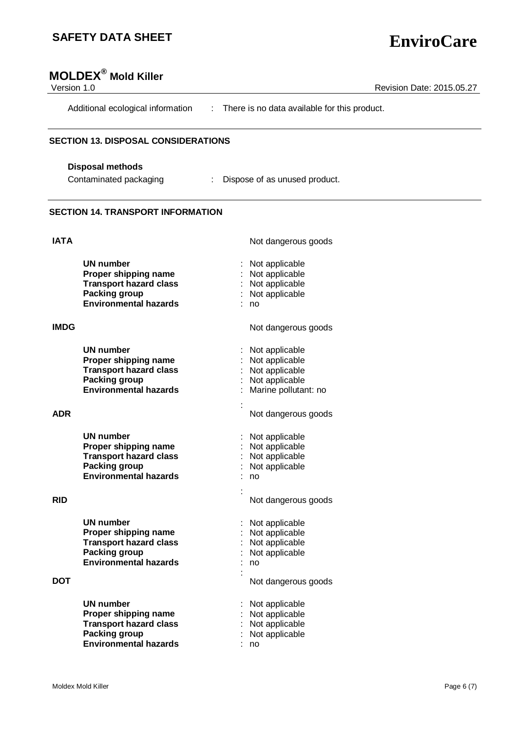Additional ecological information : There is no data available for this product.

## SECTION 13. DISPOSAL CONSIDERATIONS

**Disposal methods**

Contaminated packaging : Dispose of as unused product.

## SECTION 14. TRANSPORT INFORMATION

**IATA** Not dangerous goods

| | |
|---|---|
| **UN number** | : Not applicable |
| **Proper shipping name** | : Not applicable |
| **Transport hazard class** | : Not applicable |
| **Packing group** | : Not applicable |
| **Environmental hazards** | : no |

**IMDG** Not dangerous goods

| | |
|---|---|
| **UN number** | : Not applicable |
| **Proper shipping name** | : Not applicable |
| **Transport hazard class** | : Not applicable |
| **Packing group** | : Not applicable |
| **Environmental hazards** | : Marine pollutant: no |

**ADR** : Not dangerous goods

| | |
|---|---|
| **UN number** | : Not applicable |
| **Proper shipping name** | : Not applicable |
| **Transport hazard class** | : Not applicable |
| **Packing group** | : Not applicable |
| **Environmental hazards** | : no |

**RID** : Not dangerous goods

| | |
|---|---|
| **UN number** | : Not applicable |
| **Proper shipping name** | : Not applicable |
| **Transport hazard class** | : Not applicable |
| **Packing group** | : Not applicable |
| **Environmental hazards** | : no |

**DOT** : Not dangerous goods

| | |
|---|---|
| **UN number** | : Not applicable |
| **Proper shipping name** | : Not applicable |
| **Transport hazard class** | : Not applicable |
| **Packing group** | : Not applicable |
| **Environmental hazards** | : no |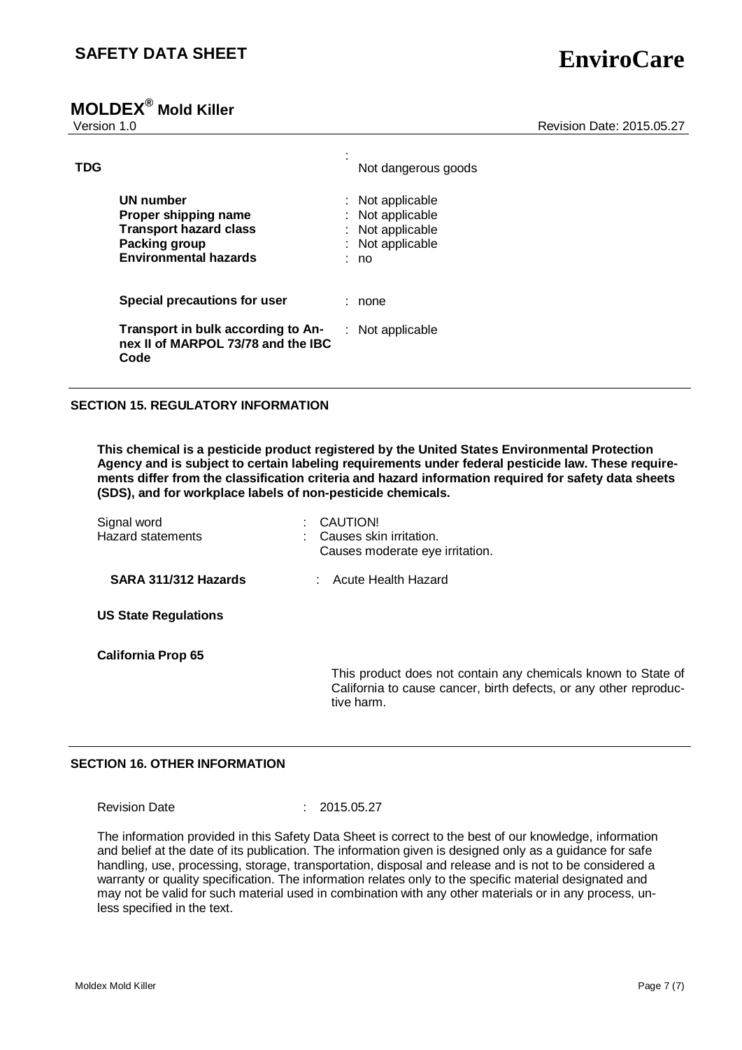**TDG** : Not dangerous goods

**UN number** : Not applicable
**Proper shipping name** : Not applicable
**Transport hazard class** : Not applicable
**Packing group** : Not applicable
**Environmental hazards** : no

**Special precautions for user** : none

**Transport in bulk according to Annex II of MARPOL 73/78 and the IBC Code** : Not applicable

## SECTION 15. REGULATORY INFORMATION

**This chemical is a pesticide product registered by the United States Environmental Protection Agency and is subject to certain labeling requirements under federal pesticide law. These requirements differ from the classification criteria and hazard information required for safety data sheets (SDS), and for workplace labels of non-pesticide chemicals.**

Signal word : CAUTION!
Hazard statements : Causes skin irritation.
Causes moderate eye irritation.

**SARA 311/312 Hazards** : Acute Health Hazard

**US State Regulations**

**California Prop 65**

This product does not contain any chemicals known to State of California to cause cancer, birth defects, or any other reproductive harm.

## SECTION 16. OTHER INFORMATION

Revision Date : 2015.05.27

The information provided in this Safety Data Sheet is correct to the best of our knowledge, information and belief at the date of its publication. The information given is designed only as a guidance for safe handling, use, processing, storage, transportation, disposal and release and is not to be considered a warranty or quality specification. The information relates only to the specific material designated and may not be valid for such material used in combination with any other materials or in any process, unless specified in the text.